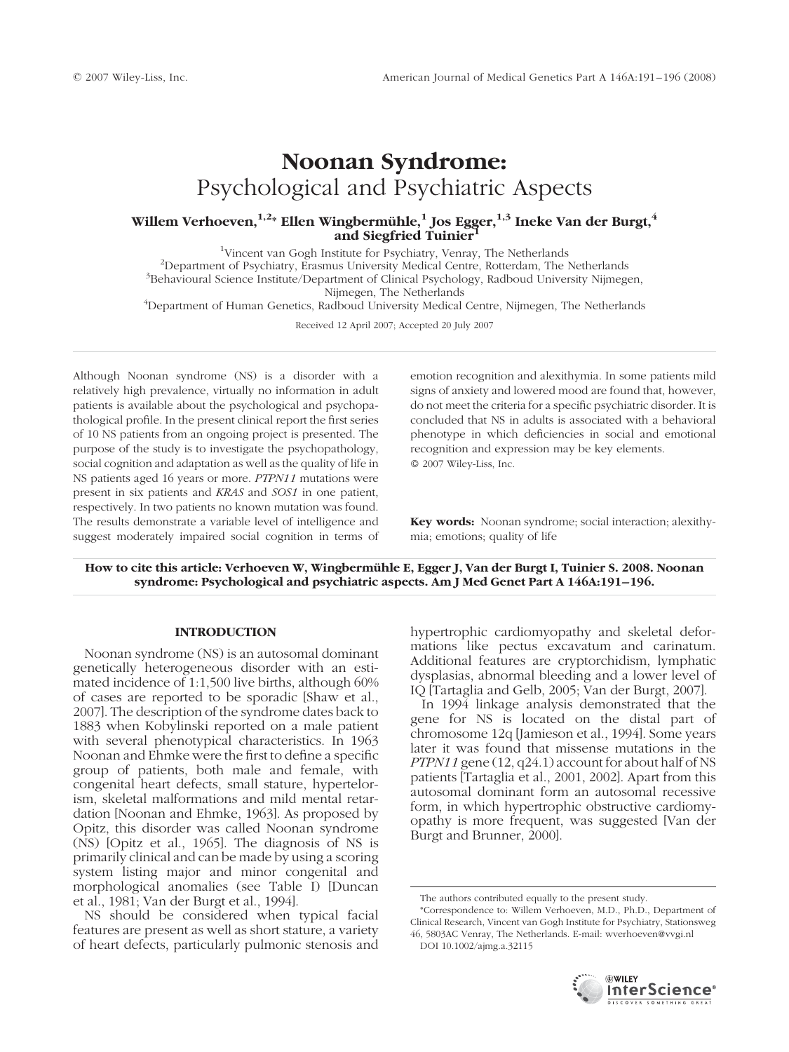# Noonan Syndrome: Psychological and Psychiatric Aspects

**Willem Verhoeven,[1,2]* Ellen Wingbermühle,[1] Jos Egger,[1,3] Ineke Van der Burgt,[4] and Siegfried Tuinier[1]**

[1]Vincent van Gogh Institute for Psychiatry, Venray, The Netherlands
[2]Department of Psychiatry, Erasmus University Medical Centre, Rotterdam, The Netherlands
[3]Behavioural Science Institute/Department of Clinical Psychology, Radboud University Nijmegen, Nijmegen, The Netherlands
[4]Department of Human Genetics, Radboud University Medical Centre, Nijmegen, The Netherlands

Received 12 April 2007; Accepted 20 July 2007

Although Noonan syndrome (NS) is a disorder with a relatively high prevalence, virtually no information in adult patients is available about the psychological and psychopathological profile. In the present clinical report the first series of 10 NS patients from an ongoing project is presented. The purpose of the study is to investigate the psychopathology, social cognition and adaptation as well as the quality of life in NS patients aged 16 years or more. *PTPN11* mutations were present in six patients and *KRAS* and *SOS1* in one patient, respectively. In two patients no known mutation was found. The results demonstrate a variable level of intelligence and suggest moderately impaired social cognition in terms of emotion recognition and alexithymia. In some patients mild signs of anxiety and lowered mood are found that, however, do not meet the criteria for a specific psychiatric disorder. It is concluded that NS in adults is associated with a behavioral phenotype in which deficiencies in social and emotional recognition and expression may be key elements.
© 2007 Wiley-Liss, Inc.

**Key words:** Noonan syndrome; social interaction; alexithymia; emotions; quality of life

**How to cite this article: Verhoeven W, Wingbermühle E, Egger J, Van der Burgt I, Tuinier S. 2008. Noonan syndrome: Psychological and psychiatric aspects. Am J Med Genet Part A 146A:191–196.**

## INTRODUCTION

Noonan syndrome (NS) is an autosomal dominant genetically heterogeneous disorder with an estimated incidence of 1:1,500 live births, although 60% of cases are reported to be sporadic [Shaw et al., 2007]. The description of the syndrome dates back to 1883 when Kobylinski reported on a male patient with several phenotypical characteristics. In 1963 Noonan and Ehmke were the first to define a specific group of patients, both male and female, with congenital heart defects, small stature, hypertelorism, skeletal malformations and mild mental retardation [Noonan and Ehmke, 1963]. As proposed by Opitz, this disorder was called Noonan syndrome (NS) [Opitz et al., 1965]. The diagnosis of NS is primarily clinical and can be made by using a scoring system listing major and minor congenital and morphological anomalies (see Table I) [Duncan et al., 1981; Van der Burgt et al., 1994].

NS should be considered when typical facial features are present as well as short stature, a variety of heart defects, particularly pulmonic stenosis and hypertrophic cardiomyopathy and skeletal deformations like pectus excavatum and carinatum. Additional features are cryptorchidism, lymphatic dysplasias, abnormal bleeding and a lower level of IQ [Tartaglia and Gelb, 2005; Van der Burgt, 2007].

In 1994 linkage analysis demonstrated that the gene for NS is located on the distal part of chromosome 12q [Jamieson et al., 1994]. Some years later it was found that missense mutations in the *PTPN11* gene (12, q24.1) account for about half of NS patients [Tartaglia et al., 2001, 2002]. Apart from this autosomal dominant form an autosomal recessive form, in which hypertrophic obstructive cardiomyopathy is more frequent, was suggested [Van der Burgt and Brunner, 2000].

The authors contributed equally to the present study.
*Correspondence to: Willem Verhoeven, M.D., Ph.D., Department of Clinical Research, Vincent van Gogh Institute for Psychiatry, Stationsweg 46, 5803AC Venray, The Netherlands. E-mail: wverhoeven@vvgi.nl
DOI 10.1002/ajmg.a.32115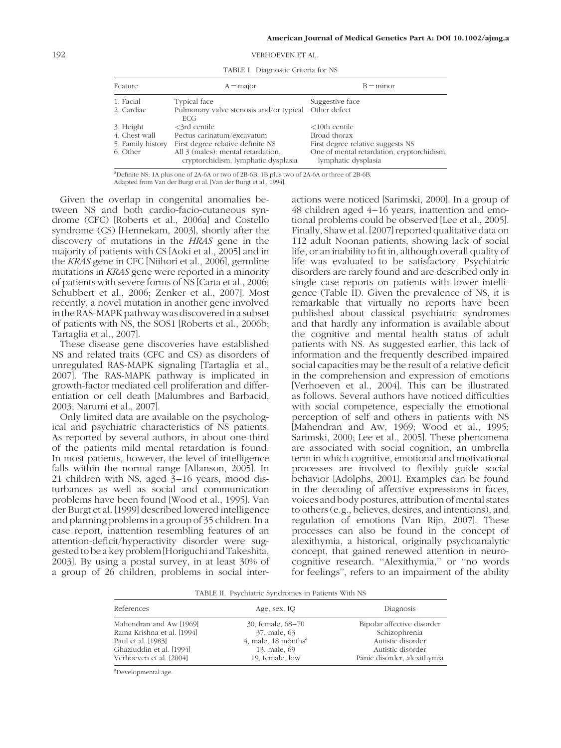TABLE I. Diagnostic Criteria for NS

| Feature | A = major | B = minor |
| --- | --- | --- |
| 1. Facial | Typical face | Suggestive face |
| 2. Cardiac | Pulmonary valve stenosis and/or typical ECG | Other defect |
| 3. Height | <3rd centile | <10th centile |
| 4. Chest wall | Pectus carinatum/excavatum | Broad thorax |
| 5. Family history | First degree relative definite NS | First degree relative suggests NS |
| 6. Other | All 3 (males): mental retardation, cryptorchidism, lymphatic dysplasia | One of mental retardation, cryptorchidism, lymphatic dysplasia |

[a]Definite NS: 1A plus one of 2A-6A or two of 2B-6B; 1B plus two of 2A-6A or three of 2B-6B.
Adapted from Van der Burgt et al. [Van der Burgt et al., 1994].

Given the overlap in congenital anomalies between NS and both cardio-facio-cutaneous syndrome (CFC) [Roberts et al., 2006a] and Costello syndrome (CS) [Hennekam, 2003], shortly after the discovery of mutations in the *HRAS* gene in the majority of patients with CS [Aoki et al., 2005] and in the *KRAS* gene in CFC [Niihori et al., 2006], germline mutations in *KRAS* gene were reported in a minority of patients with severe forms of NS [Carta et al., 2006; Schubbert et al., 2006; Zenker et al., 2007]. Most recently, a novel mutation in another gene involved in the RAS-MAPK pathway was discovered in a subset of patients with NS, the SOS1 [Roberts et al., 2006b; Tartaglia et al., 2007].

These disease gene discoveries have established NS and related traits (CFC and CS) as disorders of unregulated RAS-MAPK signaling [Tartaglia et al., 2007]. The RAS-MAPK pathway is implicated in growth-factor mediated cell proliferation and differentiation or cell death [Malumbres and Barbacid, 2003; Narumi et al., 2007].

Only limited data are available on the psychological and psychiatric characteristics of NS patients. As reported by several authors, in about one-third of the patients mild mental retardation is found. In most patients, however, the level of intelligence falls within the normal range [Allanson, 2005]. In 21 children with NS, aged 3–16 years, mood disturbances as well as social and communication problems have been found [Wood et al., 1995]. Van der Burgt et al. [1999] described lowered intelligence and planning problems in a group of 35 children. In a case report, inattention resembling features of an attention-deficit/hyperactivity disorder were suggested to be a key problem [Horiguchi and Takeshita, 2003]. By using a postal survey, in at least 30% of a group of 26 children, problems in social interactions were noticed [Sarimski, 2000]. In a group of 48 children aged 4–16 years, inattention and emotional problems could be observed [Lee et al., 2005]. Finally, Shaw et al. [2007] reported qualitative data on 112 adult Noonan patients, showing lack of social life, or an inability to fit in, although overall quality of life was evaluated to be satisfactory. Psychiatric disorders are rarely found and are described only in single case reports on patients with lower intelligence (Table II). Given the prevalence of NS, it is remarkable that virtually no reports have been published about classical psychiatric syndromes and that hardly any information is available about the cognitive and mental health status of adult patients with NS. As suggested earlier, this lack of information and the frequently described impaired social capacities may be the result of a relative deficit in the comprehension and expression of emotions [Verhoeven et al., 2004]. This can be illustrated as follows. Several authors have noticed difficulties with social competence, especially the emotional perception of self and others in patients with NS [Mahendran and Aw, 1969; Wood et al., 1995; Sarimski, 2000; Lee et al., 2005]. These phenomena are associated with social cognition, an umbrella term in which cognitive, emotional and motivational processes are involved to flexibly guide social behavior [Adolphs, 2001]. Examples can be found in the decoding of affective expressions in faces, voices and body postures, attribution of mental states to others (e.g., believes, desires, and intentions), and regulation of emotions [Van Rijn, 2007]. These processes can also be found in the concept of alexithymia, a historical, originally psychoanalytic concept, that gained renewed attention in neurocognitive research. "Alexithymia," or "no words for feelings", refers to an impairment of the ability

TABLE II. Psychiatric Syndromes in Patients With NS

| References | Age, sex, IQ | Diagnosis |
| --- | --- | --- |
| Mahendran and Aw [1969] | 30, female, 68–70 | Bipolar affective disorder |
| Rama Krishna et al. [1994] | 37, male, 63 | Schizophrenia |
| Paul et al. [1983] | 4, male, 18 months[a] | Autistic disorder |
| Ghaziuddin et al. [1994] | 13, male, 69 | Autistic disorder |
| Verhoeven et al. [2004] | 19, female, low | Panic disorder, alexithymia |

[a]Developmental age.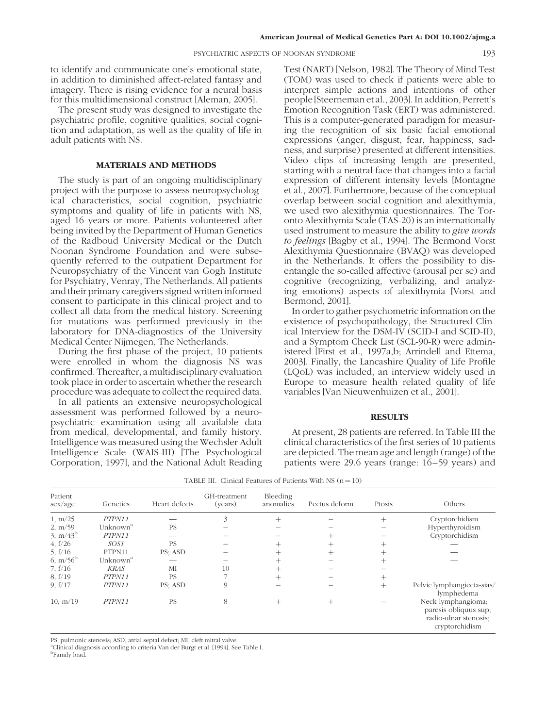to identify and communicate one's emotional state, in addition to diminished affect-related fantasy and imagery. There is rising evidence for a neural basis for this multidimensional construct [Aleman, 2005].

The present study was designed to investigate the psychiatric profile, cognitive qualities, social cognition and adaptation, as well as the quality of life in adult patients with NS.

## MATERIALS AND METHODS

The study is part of an ongoing multidisciplinary project with the purpose to assess neuropsychological characteristics, social cognition, psychiatric symptoms and quality of life in patients with NS, aged 16 years or more. Patients volunteered after being invited by the Department of Human Genetics of the Radboud University Medical or the Dutch Noonan Syndrome Foundation and were subsequently referred to the outpatient Department for Neuropsychiatry of the Vincent van Gogh Institute for Psychiatry, Venray, The Netherlands. All patients and their primary caregivers signed written informed consent to participate in this clinical project and to collect all data from the medical history. Screening for mutations was performed previously in the laboratory for DNA-diagnostics of the University Medical Center Nijmegen, The Netherlands.

During the first phase of the project, 10 patients were enrolled in whom the diagnosis NS was confirmed. Thereafter, a multidisciplinary evaluation took place in order to ascertain whether the research procedure was adequate to collect the required data.

In all patients an extensive neuropsychological assessment was performed followed by a neuropsychiatric examination using all available data from medical, developmental, and family history. Intelligence was measured using the Wechsler Adult Intelligence Scale (WAIS-III) [The Psychological Corporation, 1997], and the National Adult Reading Test (NART) [Nelson, 1982]. The Theory of Mind Test (TOM) was used to check if patients were able to interpret simple actions and intentions of other people [Steerneman et al., 2003]. In addition, Perrett's Emotion Recognition Task (ERT) was administered. This is a computer-generated paradigm for measuring the recognition of six basic facial emotional expressions (anger, disgust, fear, happiness, sadness, and surprise) presented at different intensities. Video clips of increasing length are presented, starting with a neutral face that changes into a facial expression of different intensity levels [Montagne et al., 2007]. Furthermore, because of the conceptual overlap between social cognition and alexithymia, we used two alexithymia questionnaires. The Toronto Alexithymia Scale (TAS-20) is an internationally used instrument to measure the ability to *give words to feelings* [Bagby et al., 1994]. The Bermond Vorst Alexithymia Questionnaire (BVAQ) was developed in the Netherlands. It offers the possibility to disentangle the so-called affective (arousal per se) and cognitive (recognizing, verbalizing, and analyzing emotions) aspects of alexithymia [Vorst and Bermond, 2001].

In order to gather psychometric information on the existence of psychopathology, the Structured Clinical Interview for the DSM-IV (SCID-I and SCID-II), and a Symptom Check List (SCL-90-R) were administered [First et al., 1997a,b; Arrindell and Ettema, 2003]. Finally, the Lancashire Quality of Life Profile (LQoL) was included, an interview widely used in Europe to measure health related quality of life variables [Van Nieuwenhuizen et al., 2001].

## RESULTS

At present, 28 patients are referred. In Table III the clinical characteristics of the first series of 10 patients are depicted. The mean age and length (range) of the patients were 29.6 years (range: 16–59 years) and

TABLE III. Clinical Features of Patients With NS (n = 10)

| Patient sex/age | Genetics | Heart defects | GH-treatment (years) | Bleeding anomalies | Pectus deform | Ptosis | Others |
|---|---|---|---|---|---|---|---|
| 1, m/25 | *PTPN11* | — | 3 | + | − | + | Cryptorchidism |
| 2, m/59 | Unknown[a] | PS | − | − | − | − | Hyperthyroidism |
| 3, m/43[b] | *PTPN11* | — | − | − | + | − | Cryptorchidism |
| 4, f/26 | *SOS1* | PS | − | + | + | + | — |
| 5, f/16 | PTPN11 | PS; ASD | − | + | + | + | — |
| 6, m/56[b] | Unknown[a] | — | − | + | − | + | — |
| 7, f/16 | *KRAS* | MI | 10 | + | − | − | |
| 8, f/19 | *PTPN11* | PS | 7 | + | − | + | |
| 9, f/17 | *PTPN11* | PS; ASD | 9 | − | − | + | Pelvic lymphangiecta-sias/ lymphedema |
| 10, m/19 | *PTPN11* | PS | 8 | + | + | − | Neck lymphangioma; paresis obliquus sup; radio-ulnar stenosis; cryptorchidism |

PS, pulmonic stenosis; ASD, atrial septal defect; MI, cleft mitral valve.
[a]Clinical diagnosis according to criteria Van der Burgt et al. [1994]. See Table I.
[b]Family load.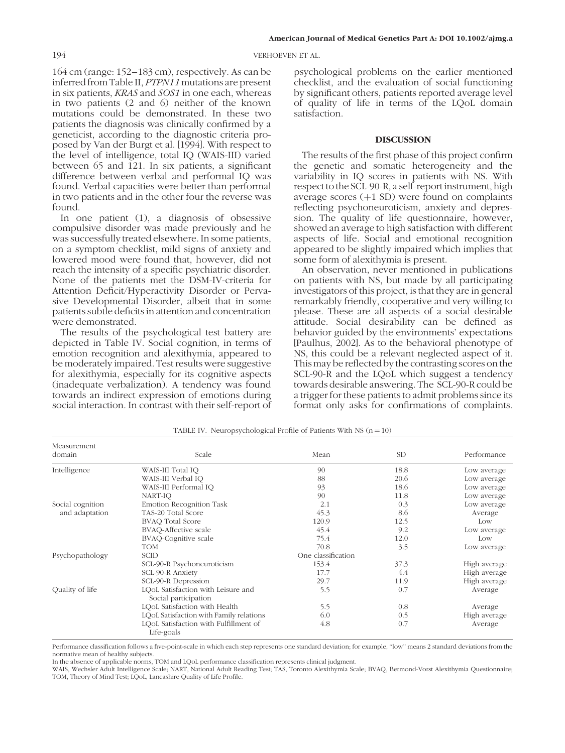164 cm (range: 152–183 cm), respectively. As can be inferred from Table II, *PTPN11* mutations are present in six patients, *KRAS* and *SOS1* in one each, whereas in two patients (2 and 6) neither of the known mutations could be demonstrated. In these two patients the diagnosis was clinically confirmed by a geneticist, according to the diagnostic criteria proposed by Van der Burgt et al. [1994]. With respect to the level of intelligence, total IQ (WAIS-III) varied between 65 and 121. In six patients, a significant difference between verbal and performal IQ was found. Verbal capacities were better than performal in two patients and in the other four the reverse was found.

In one patient (1), a diagnosis of obsessive compulsive disorder was made previously and he was successfully treated elsewhere. In some patients, on a symptom checklist, mild signs of anxiety and lowered mood were found that, however, did not reach the intensity of a specific psychiatric disorder. None of the patients met the DSM-IV-criteria for Attention Deficit/Hyperactivity Disorder or Pervasive Developmental Disorder, albeit that in some patients subtle deficits in attention and concentration were demonstrated.

The results of the psychological test battery are depicted in Table IV. Social cognition, in terms of emotion recognition and alexithymia, appeared to be moderately impaired. Test results were suggestive for alexithymia, especially for its cognitive aspects (inadequate verbalization). A tendency was found towards an indirect expression of emotions during social interaction. In contrast with their self-report of psychological problems on the earlier mentioned checklist, and the evaluation of social functioning by significant others, patients reported average level of quality of life in terms of the LQoL domain satisfaction.

## DISCUSSION

The results of the first phase of this project confirm the genetic and somatic heterogeneity and the variability in IQ scores in patients with NS. With respect to the SCL-90-R, a self-report instrument, high average scores (+1 SD) were found on complaints reflecting psychoneuroticism, anxiety and depression. The quality of life questionnaire, however, showed an average to high satisfaction with different aspects of life. Social and emotional recognition appeared to be slightly impaired which implies that some form of alexithymia is present.

An observation, never mentioned in publications on patients with NS, but made by all participating investigators of this project, is that they are in general remarkably friendly, cooperative and very willing to please. These are all aspects of a social desirable attitude. Social desirability can be defined as behavior guided by the environments' expectations [Paulhus, 2002]. As to the behavioral phenotype of NS, this could be a relevant neglected aspect of it. This may be reflected by the contrasting scores on the SCL-90-R and the LQoL which suggest a tendency towards desirable answering. The SCL-90-R could be a trigger for these patients to admit problems since its format only asks for confirmations of complaints.

TABLE IV. Neuropsychological Profile of Patients With NS (n = 10)

| Measurement domain | Scale | Mean | SD | Performance |
|---|---|---|---|---|
| Intelligence | WAIS-III Total IQ | 90 | 18.8 | Low average |
| | WAIS-III Verbal IQ | 88 | 20.6 | Low average |
| | WAIS-III Performal IQ | 93 | 18.6 | Low average |
| | NART-IQ | 90 | 11.8 | Low average |
| Social cognition and adaptation | Emotion Recognition Task | 2.1 | 0.3 | Low average |
| | TAS-20 Total Score | 45.3 | 8.6 | Average |
| | BVAQ Total Score | 120.9 | 12.5 | Low |
| | BVAQ-Affective scale | 45.4 | 9.2 | Low average |
| | BVAQ-Cognitive scale | 75.4 | 12.0 | Low |
| | TOM | 70.8 | 3.5 | Low average |
| Psychopathology | SCID | One classification | | |
| | SCL-90-R Psychoneuroticism | 153.4 | 37.3 | High average |
| | SCL-90-R Anxiety | 17.7 | 4.4 | High average |
| | SCL-90-R Depression | 29.7 | 11.9 | High average |
| Quality of life | LQoL Satisfaction with Leisure and Social participation | 5.5 | 0.7 | Average |
| | LQoL Satisfaction with Health | 5.5 | 0.8 | Average |
| | LQoL Satisfaction with Family relations | 6.0 | 0.5 | High average |
| | LQoL Satisfaction with Fulfillment of Life-goals | 4.8 | 0.7 | Average |

Performance classification follows a five-point-scale in which each step represents one standard deviation; for example, "low" means 2 standard deviations from the normative mean of healthy subjects.

In the absence of applicable norms, TOM and LQoL performance classification represents clinical judgment.

WAIS, Wechsler Adult Intelligence Scale; NART, National Adult Reading Test; TAS, Toronto Alexithymia Scale; BVAQ, Bermond-Vorst Alexithymia Questionnaire; TOM, Theory of Mind Test; LQoL, Lancashire Quality of Life Profile.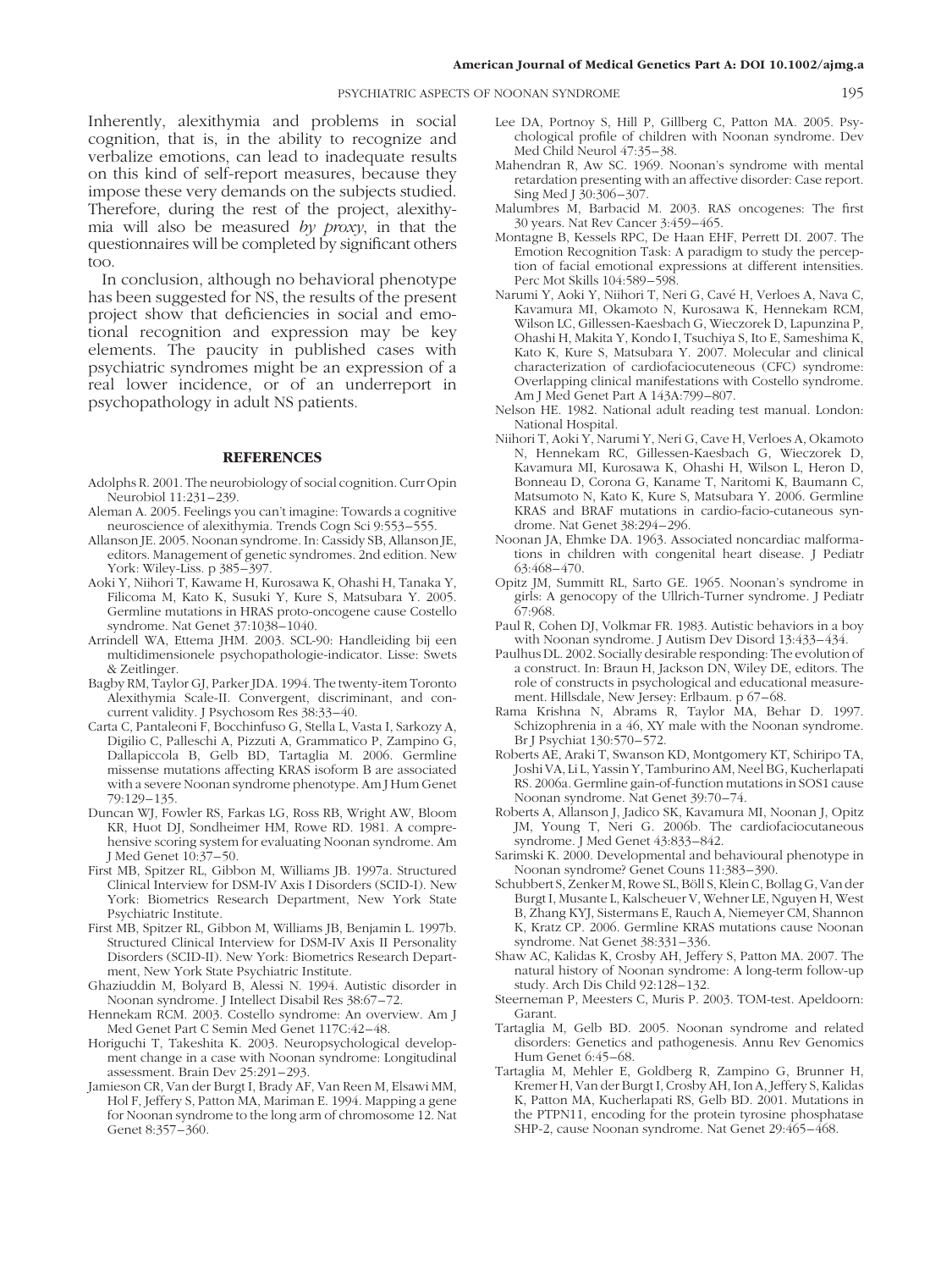Inherently, alexithymia and problems in social cognition, that is, in the ability to recognize and verbalize emotions, can lead to inadequate results on this kind of self-report measures, because they impose these very demands on the subjects studied. Therefore, during the rest of the project, alexithymia will also be measured *by proxy*, in that the questionnaires will be completed by significant others too.

In conclusion, although no behavioral phenotype has been suggested for NS, the results of the present project show that deficiencies in social and emotional recognition and expression may be key elements. The paucity in published cases with psychiatric syndromes might be an expression of a real lower incidence, or of an underreport in psychopathology in adult NS patients.

## REFERENCES

Adolphs R. 2001. The neurobiology of social cognition. Curr Opin Neurobiol 11:231–239.

Aleman A. 2005. Feelings you can't imagine: Towards a cognitive neuroscience of alexithymia. Trends Cogn Sci 9:553–555.

Allanson JE. 2005. Noonan syndrome. In: Cassidy SB, Allanson JE, editors. Management of genetic syndromes. 2nd edition. New York: Wiley-Liss. p 385–397.

Aoki Y, Niihori T, Kawame H, Kurosawa K, Ohashi H, Tanaka Y, Filicoma M, Kato K, Susuki Y, Kure S, Matsubara Y. 2005. Germline mutations in HRAS proto-oncogene cause Costello syndrome. Nat Genet 37:1038–1040.

Arrindell WA, Ettema JHM. 2003. SCL-90: Handleiding bij een multidimensionele psychopathologie-indicator. Lisse: Swets & Zeitlinger.

Bagby RM, Taylor GJ, Parker JDA. 1994. The twenty-item Toronto Alexithymia Scale-II. Convergent, discriminant, and concurrent validity. J Psychosom Res 38:33–40.

Carta C, Pantaleoni F, Bocchinfuso G, Stella L, Vasta I, Sarkozy A, Digilio C, Palleschi A, Pizzuti A, Grammatico P, Zampino G, Dallapiccola B, Gelb BD, Tartaglia M. 2006. Germline missense mutations affecting KRAS isoform B are associated with a severe Noonan syndrome phenotype. Am J Hum Genet 79:129–135.

Duncan WJ, Fowler RS, Farkas LG, Ross RB, Wright AW, Bloom KR, Huot DJ, Sondheimer HM, Rowe RD. 1981. A comprehensive scoring system for evaluating Noonan syndrome. Am J Med Genet 10:37–50.

First MB, Spitzer RL, Gibbon M, Williams JB. 1997a. Structured Clinical Interview for DSM-IV Axis I Disorders (SCID-I). New York: Biometrics Research Department, New York State Psychiatric Institute.

First MB, Spitzer RL, Gibbon M, Williams JB, Benjamin L. 1997b. Structured Clinical Interview for DSM-IV Axis II Personality Disorders (SCID-II). New York: Biometrics Research Department, New York State Psychiatric Institute.

Ghaziuddin M, Bolyard B, Alessi N. 1994. Autistic disorder in Noonan syndrome. J Intellect Disabil Res 38:67–72.

Hennekam RCM. 2003. Costello syndrome: An overview. Am J Med Genet Part C Semin Med Genet 117C:42–48.

Horiguchi T, Takeshita K. 2003. Neuropsychological development change in a case with Noonan syndrome: Longitudinal assessment. Brain Dev 25:291–293.

Jamieson CR, Van der Burgt I, Brady AF, Van Reen M, Elsawi MM, Hol F, Jeffery S, Patton MA, Mariman E. 1994. Mapping a gene for Noonan syndrome to the long arm of chromosome 12. Nat Genet 8:357–360.

Lee DA, Portnoy S, Hill P, Gillberg C, Patton MA. 2005. Psychological profile of children with Noonan syndrome. Dev Med Child Neurol 47:35–38.

Mahendran R, Aw SC. 1969. Noonan's syndrome with mental retardation presenting with an affective disorder: Case report. Sing Med J 30:306–307.

Malumbres M, Barbacid M. 2003. RAS oncogenes: The first 30 years. Nat Rev Cancer 3:459–465.

Montagne B, Kessels RPC, De Haan EHF, Perrett DI. 2007. The Emotion Recognition Task: A paradigm to study the perception of facial emotional expressions at different intensities. Perc Mot Skills 104:589–598.

Narumi Y, Aoki Y, Niihori T, Neri G, Cavé H, Verloes A, Nava C, Kavamura MI, Okamoto N, Kurosawa K, Hennekam RCM, Wilson LC, Gillessen-Kaesbach G, Wieczorek D, Lapunzina P, Ohashi H, Makita Y, Kondo I, Tsuchiya S, Ito E, Sameshima K, Kato K, Kure S, Matsubara Y. 2007. Molecular and clinical characterization of cardiofaciocuteneous (CFC) syndrome: Overlapping clinical manifestations with Costello syndrome. Am J Med Genet Part A 143A:799–807.

Nelson HE. 1982. National adult reading test manual. London: National Hospital.

Niihori T, Aoki Y, Narumi Y, Neri G, Cave H, Verloes A, Okamoto N, Hennekam RC, Gillessen-Kaesbach G, Wieczorek D, Kavamura MI, Kurosawa K, Ohashi H, Wilson L, Heron D, Bonneau D, Corona G, Kaname T, Naritomi K, Baumann C, Matsumoto N, Kato K, Kure S, Matsubara Y. 2006. Germline KRAS and BRAF mutations in cardio-facio-cutaneous syndrome. Nat Genet 38:294–296.

Noonan JA, Ehmke DA. 1963. Associated noncardiac malformations in children with congenital heart disease. J Pediatr 63:468–470.

Opitz JM, Summitt RL, Sarto GE. 1965. Noonan's syndrome in girls: A genocopy of the Ullrich-Turner syndrome. J Pediatr 67:968.

Paul R, Cohen DJ, Volkmar FR. 1983. Autistic behaviors in a boy with Noonan syndrome. J Autism Dev Disord 13:433–434.

Paulhus DL. 2002. Socially desirable responding: The evolution of a construct. In: Braun H, Jackson DN, Wiley DE, editors. The role of constructs in psychological and educational measurement. Hillsdale, New Jersey: Erlbaum. p 67–68.

Rama Krishna N, Abrams R, Taylor MA, Behar D. 1997. Schizophrenia in a 46, XY male with the Noonan syndrome. Br J Psychiat 130:570–572.

Roberts AE, Araki T, Swanson KD, Montgomery KT, Schiripo TA, Joshi VA, Li L, Yassin Y, Tamburino AM, Neel BG, Kucherlapati RS. 2006a. Germline gain-of-function mutations in SOS1 cause Noonan syndrome. Nat Genet 39:70–74.

Roberts A, Allanson J, Jadico SK, Kavamura MI, Noonan J, Opitz JM, Young T, Neri G. 2006b. The cardiofaciocutaneous syndrome. J Med Genet 43:833–842.

Sarimski K. 2000. Developmental and behavioural phenotype in Noonan syndrome? Genet Couns 11:383–390.

Schubbert S, Zenker M, Rowe SL, Böll S, Klein C, Bollag G, Van der Burgt I, Musante L, Kalscheuer V, Wehner LE, Nguyen H, West B, Zhang KYJ, Sistermans E, Rauch A, Niemeyer CM, Shannon K, Kratz CP. 2006. Germline KRAS mutations cause Noonan syndrome. Nat Genet 38:331–336.

Shaw AC, Kalidas K, Crosby AH, Jeffery S, Patton MA. 2007. The natural history of Noonan syndrome: A long-term follow-up study. Arch Dis Child 92:128–132.

Steerneman P, Meesters C, Muris P. 2003. TOM-test. Apeldoorn: Garant.

Tartaglia M, Gelb BD. 2005. Noonan syndrome and related disorders: Genetics and pathogenesis. Annu Rev Genomics Hum Genet 6:45–68.

Tartaglia M, Mehler E, Goldberg R, Zampino G, Brunner H, Kremer H, Van der Burgt I, Crosby AH, Ion A, Jeffery S, Kalidas K, Patton MA, Kucherlapati RS, Gelb BD. 2001. Mutations in the PTPN11, encoding for the protein tyrosine phosphatase SHP-2, cause Noonan syndrome. Nat Genet 29:465–468.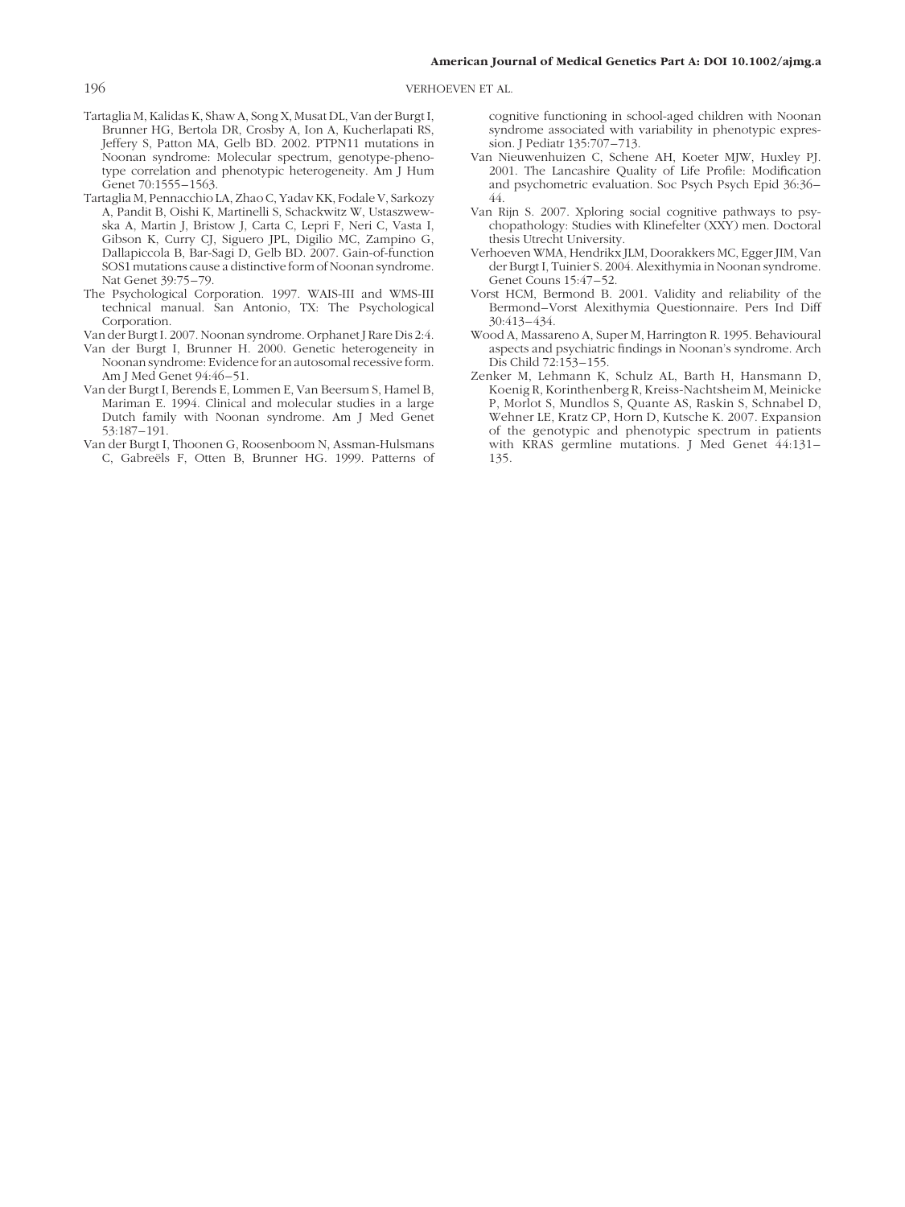Tartaglia M, Kalidas K, Shaw A, Song X, Musat DL, Van der Burgt I, Brunner HG, Bertola DR, Crosby A, Ion A, Kucherlapati RS, Jeffery S, Patton MA, Gelb BD. 2002. PTPN11 mutations in Noonan syndrome: Molecular spectrum, genotype-phenotype correlation and phenotypic heterogeneity. Am J Hum Genet 70:1555–1563.

Tartaglia M, Pennacchio LA, Zhao C, Yadav KK, Fodale V, Sarkozy A, Pandit B, Oishi K, Martinelli S, Schackwitz W, Ustaszewska A, Martin J, Bristow J, Carta C, Lepri F, Neri C, Vasta I, Gibson K, Curry CJ, Siguero JPL, Digilio MC, Zampino G, Dallapiccola B, Bar-Sagi D, Gelb BD. 2007. Gain-of-function SOS1 mutations cause a distinctive form of Noonan syndrome. Nat Genet 39:75–79.

The Psychological Corporation. 1997. WAIS-III and WMS-III technical manual. San Antonio, TX: The Psychological Corporation.

Van der Burgt I. 2007. Noonan syndrome. Orphanet J Rare Dis 2:4.

Van der Burgt I, Brunner H. 2000. Genetic heterogeneity in Noonan syndrome: Evidence for an autosomal recessive form. Am J Med Genet 94:46–51.

Van der Burgt I, Berends E, Lommen E, Van Beersum S, Hamel B, Mariman E. 1994. Clinical and molecular studies in a large Dutch family with Noonan syndrome. Am J Med Genet 53:187–191.

Van der Burgt I, Thoonen G, Roosenboom N, Assman-Hulsmans C, Gabreëls F, Otten B, Brunner HG. 1999. Patterns of cognitive functioning in school-aged children with Noonan syndrome associated with variability in phenotypic expression. J Pediatr 135:707–713.

Van Nieuwenhuizen C, Schene AH, Koeter MJW, Huxley PJ. 2001. The Lancashire Quality of Life Profile: Modification and psychometric evaluation. Soc Psych Psych Epid 36:36–44.

Van Rijn S. 2007. Xploring social cognitive pathways to psychopathology: Studies with Klinefelter (XXY) men. Doctoral thesis Utrecht University.

Verhoeven WMA, Hendrikx JLM, Doorakkers MC, Egger JIM, Van der Burgt I, Tuinier S. 2004. Alexithymia in Noonan syndrome. Genet Couns 15:47–52.

Vorst HCM, Bermond B. 2001. Validity and reliability of the Bermond–Vorst Alexithymia Questionnaire. Pers Ind Diff 30:413–434.

Wood A, Massareno A, Super M, Harrington R. 1995. Behavioural aspects and psychiatric findings in Noonan's syndrome. Arch Dis Child 72:153–155.

Zenker M, Lehmann K, Schulz AL, Barth H, Hansmann D, Koenig R, Korinthenberg R, Kreiss-Nachtsheim M, Meinicke P, Morlot S, Mundlos S, Quante AS, Raskin S, Schnabel D, Wehner LE, Kratz CP, Horn D, Kutsche K. 2007. Expansion of the genotypic and phenotypic spectrum in patients with KRAS germline mutations. J Med Genet 44:131–135.